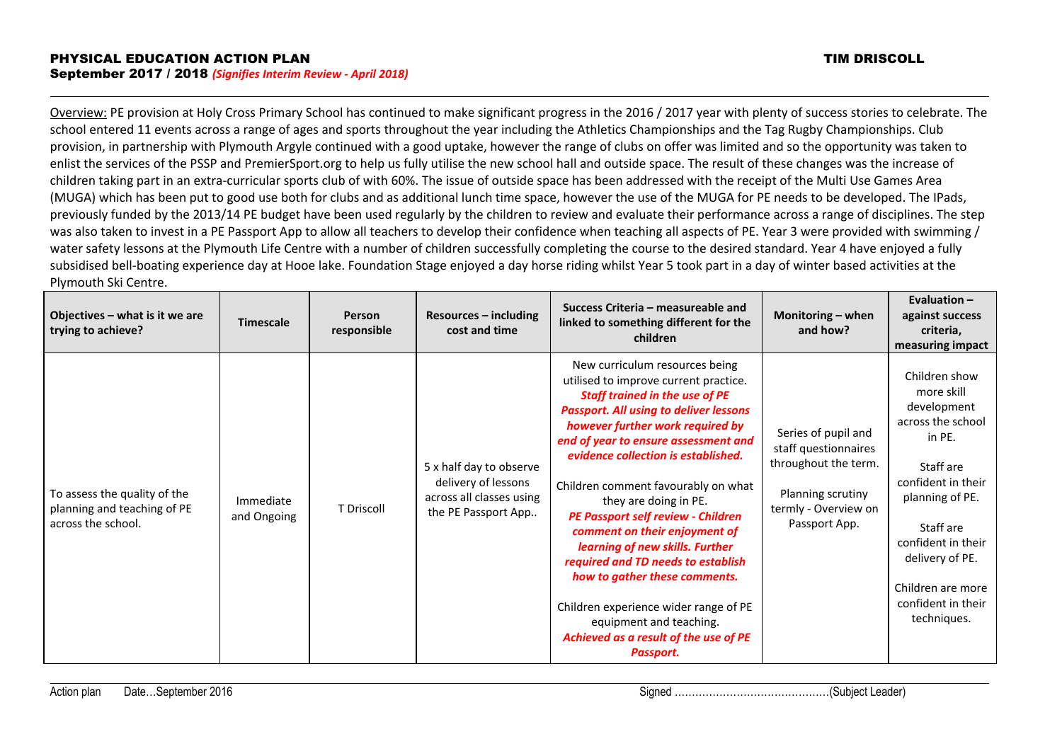# PHYSICAL EDUCATION ACTION PLAN

**TIM DRISCOLL**

**September 2017 / 2018** ***(Signifies Interim Review - April 2018)***

Overview: PE provision at Holy Cross Primary School has continued to make significant progress in the 2016 / 2017 year with plenty of success stories to celebrate. The school entered 11 events across a range of ages and sports throughout the year including the Athletics Championships and the Tag Rugby Championships. Club provision, in partnership with Plymouth Argyle continued with a good uptake, however the range of clubs on offer was limited and so the opportunity was taken to enlist the services of the PSSP and PremierSport.org to help us fully utilise the new school hall and outside space. The result of these changes was the increase of children taking part in an extra-curricular sports club of with 60%. The issue of outside space has been addressed with the receipt of the Multi Use Games Area (MUGA) which has been put to good use both for clubs and as additional lunch time space, however the use of the MUGA for PE needs to be developed. The IPads, previously funded by the 2013/14 PE budget have been used regularly by the children to review and evaluate their performance across a range of disciplines. The step was also taken to invest in a PE Passport App to allow all teachers to develop their confidence when teaching all aspects of PE. Year 3 were provided with swimming / water safety lessons at the Plymouth Life Centre with a number of children successfully completing the course to the desired standard. Year 4 have enjoyed a fully subsidised bell-boating experience day at Hooe lake. Foundation Stage enjoyed a day horse riding whilst Year 5 took part in a day of winter based activities at the Plymouth Ski Centre.

| Objectives – what is it we are trying to achieve? | Timescale | Person responsible | Resources – including cost and time | Success Criteria – measureable and linked to something different for the children | Monitoring – when and how? | Evaluation – against success criteria, measuring impact |
|---|---|---|---|---|---|---|
| To assess the quality of the planning and teaching of PE across the school. | Immediate and Ongoing | T Driscoll | 5 x half day to observe delivery of lessons across all classes using the PE Passport App.. | New curriculum resources being utilised to improve current practice. ***Staff trained in the use of PE Passport. All using to deliver lessons however further work required by end of year to ensure assessment and evidence collection is established.*** <br><br> Children comment favourably on what they are doing in PE. ***PE Passport self review - Children comment on their enjoyment of learning of new skills. Further required and TD needs to establish how to gather these comments.*** <br><br> Children experience wider range of PE equipment and teaching. ***Achieved as a result of the use of PE Passport.*** | Series of pupil and staff questionnaires throughout the term. <br><br> Planning scrutiny termly - Overview on Passport App. | Children show more skill development across the school in PE. <br><br> Staff are confident in their planning of PE. <br><br> Staff are confident in their delivery of PE. <br><br> Children are more confident in their techniques. |

Action plan Date…September 2016 Signed ……………………………………….(Subject Leader)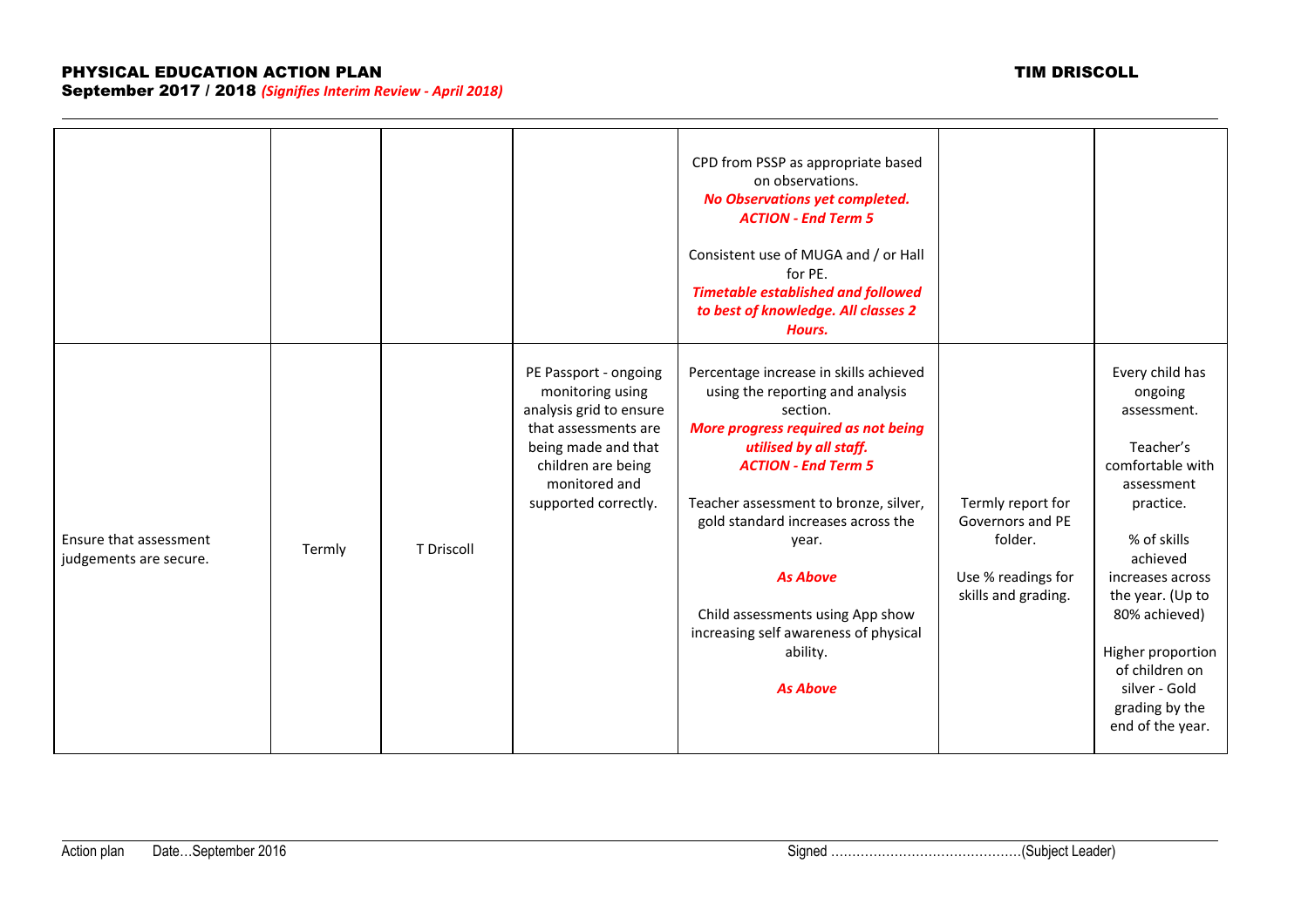**PHYSICAL EDUCATION ACTION PLAN** **TIM DRISCOLL**
**September 2017 / 2018** ***(Signifies Interim Review - April 2018)***

| | | | | | | |
|---|---|---|---|---|---|---|
| | | | | CPD from PSSP as appropriate based on observations.<br>***No Observations yet completed. ACTION - End Term 5***<br><br>Consistent use of MUGA and / or Hall for PE.<br>***Timetable established and followed to best of knowledge. All classes 2 Hours.*** | | |
| Ensure that assessment judgements are secure. | Termly | T Driscoll | PE Passport - ongoing monitoring using analysis grid to ensure that assessments are being made and that children are being monitored and supported correctly. | Percentage increase in skills achieved using the reporting and analysis section.<br>***More progress required as not being utilised by all staff. ACTION - End Term 5***<br><br>Teacher assessment to bronze, silver, gold standard increases across the year.<br><br>***As Above***<br><br>Child assessments using App show increasing self awareness of physical ability.<br><br>***As Above*** | Termly report for Governors and PE folder.<br><br>Use % readings for skills and grading. | Every child has ongoing assessment.<br><br>Teacher's comfortable with assessment practice.<br><br>% of skills achieved increases across the year. (Up to 80% achieved)<br><br>Higher proportion of children on silver - Gold grading by the end of the year. |

Action plan Date…September 2016 Signed ……………………………………(Subject Leader)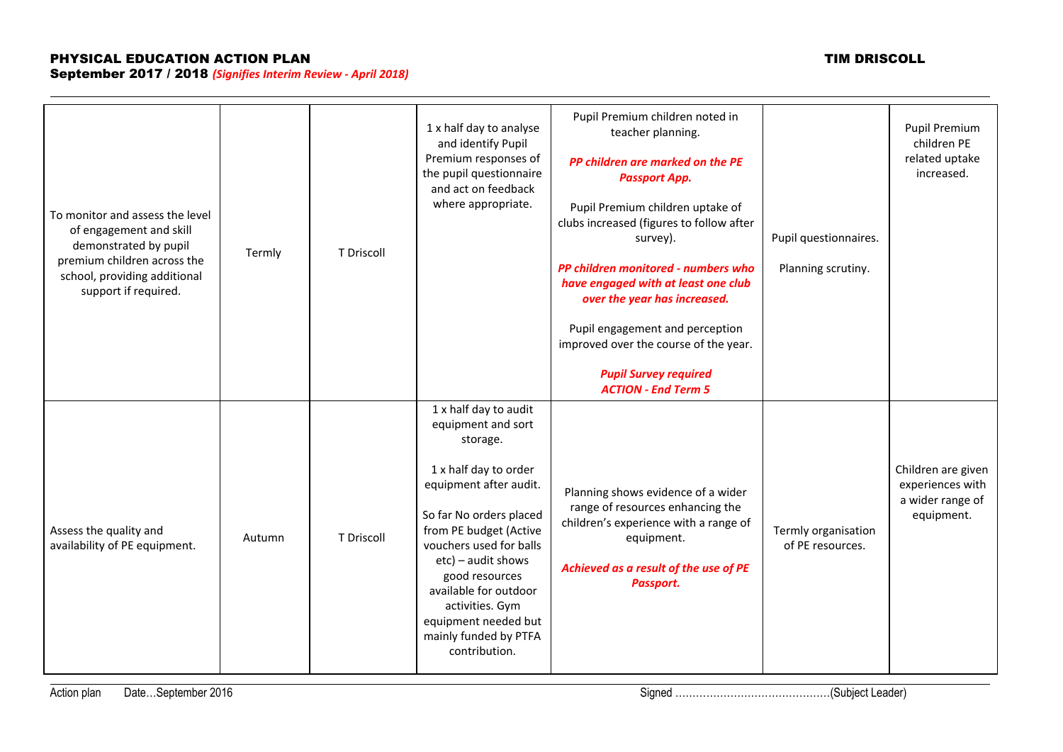**PHYSICAL EDUCATION ACTION PLAN** **TIM DRISCOLL**
**September 2017 / 2018** ***(Signifies Interim Review - April 2018)***

| | | | | | | |
|---|---|---|---|---|---|---|
| To monitor and assess the level of engagement and skill demonstrated by pupil premium children across the school, providing additional support if required. | Termly | T Driscoll | 1 x half day to analyse and identify Pupil Premium responses of the pupil questionnaire and act on feedback where appropriate. | Pupil Premium children noted in teacher planning.<br><br>***PP children are marked on the PE Passport App.***<br><br>Pupil Premium children uptake of clubs increased (figures to follow after survey).<br><br>***PP children monitored - numbers who have engaged with at least one club over the year has increased.***<br><br>Pupil engagement and perception improved over the course of the year.<br><br>***Pupil Survey required ACTION - End Term 5*** | Pupil questionnaires.<br><br>Planning scrutiny. | Pupil Premium children PE related uptake increased. |
| Assess the quality and availability of PE equipment. | Autumn | T Driscoll | 1 x half day to audit equipment and sort storage.<br><br>1 x half day to order equipment after audit.<br><br>So far No orders placed from PE budget (Active vouchers used for balls etc) – audit shows good resources available for outdoor activities. Gym equipment needed but mainly funded by PTFA contribution. | Planning shows evidence of a wider range of resources enhancing the children's experience with a range of equipment.<br><br>***Achieved as a result of the use of PE Passport.*** | Termly organisation of PE resources. | Children are given experiences with a wider range of equipment. |

Action plan Date…September 2016 Signed ……………………………………(Subject Leader)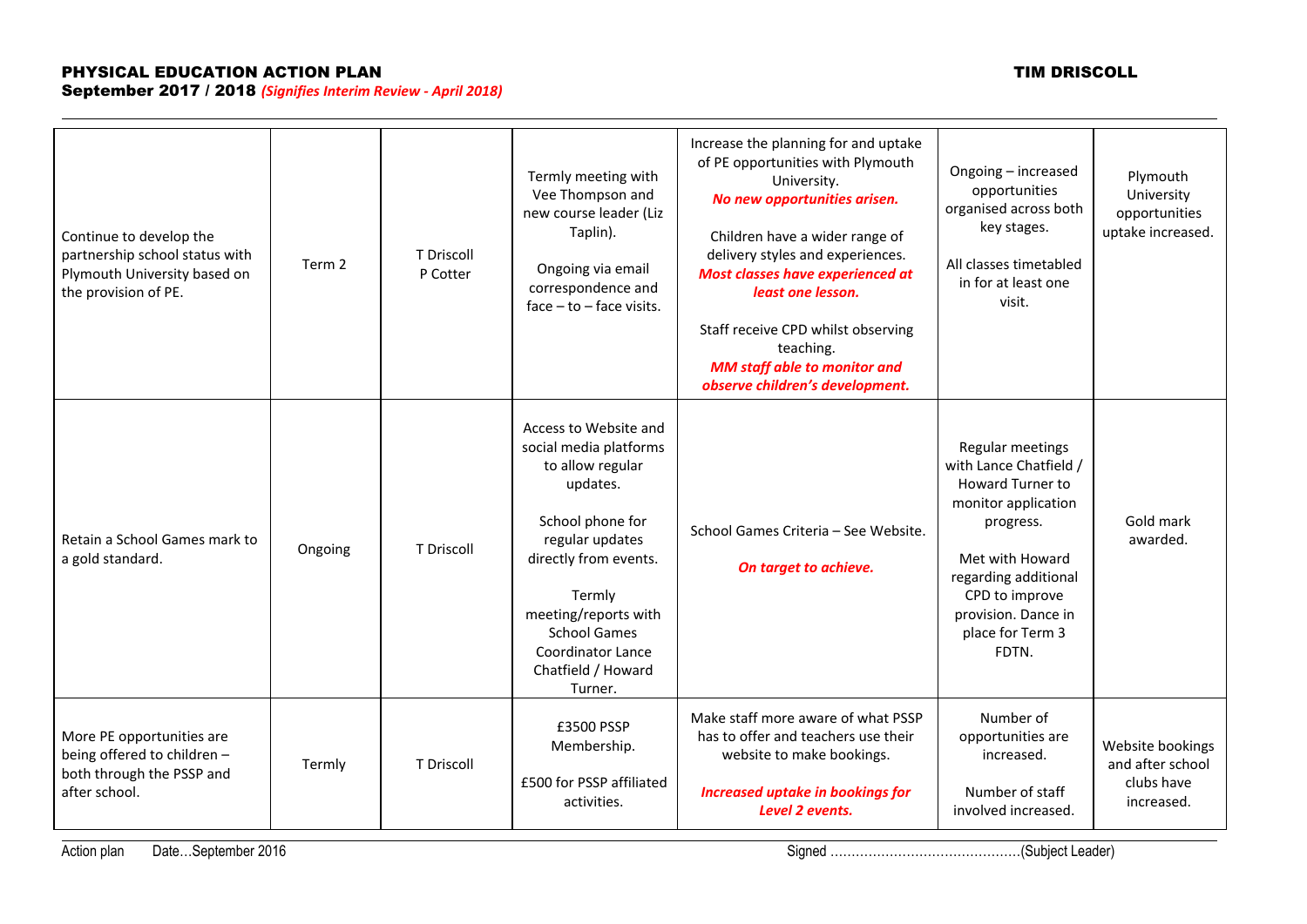**PHYSICAL EDUCATION ACTION PLAN** **TIM DRISCOLL**

**September 2017 / 2018** ***(Signifies Interim Review - April 2018)***

| | | | | | | |
|---|---|---|---|---|---|---|
| Continue to develop the partnership school status with Plymouth University based on the provision of PE. | Term 2 | T Driscoll<br>P Cotter | Termly meeting with Vee Thompson and new course leader (Liz Taplin).<br><br>Ongoing via email correspondence and face – to – face visits. | Increase the planning for and uptake of PE opportunities with Plymouth University.<br>***No new opportunities arisen.***<br><br>Children have a wider range of delivery styles and experiences.<br>***Most classes have experienced at least one lesson.***<br><br>Staff receive CPD whilst observing teaching.<br>***MM staff able to monitor and observe children's development.*** | Ongoing – increased opportunities organised across both key stages.<br><br>All classes timetabled in for at least one visit. | Plymouth University opportunities uptake increased. |
| Retain a School Games mark to a gold standard. | Ongoing | T Driscoll | Access to Website and social media platforms to allow regular updates.<br><br>School phone for regular updates directly from events.<br><br>Termly meeting/reports with School Games Coordinator Lance Chatfield / Howard Turner. | School Games Criteria – See Website.<br><br>***On target to achieve.*** | Regular meetings with Lance Chatfield / Howard Turner to monitor application progress.<br><br>Met with Howard regarding additional CPD to improve provision. Dance in place for Term 3 FDTN. | Gold mark awarded. |
| More PE opportunities are being offered to children – both through the PSSP and after school. | Termly | T Driscoll | £3500 PSSP Membership.<br><br>£500 for PSSP affiliated activities. | Make staff more aware of what PSSP has to offer and teachers use their website to make bookings.<br><br>***Increased uptake in bookings for Level 2 events.*** | Number of opportunities are increased.<br><br>Number of staff involved increased. | Website bookings and after school clubs have increased. |

Action plan Date…September 2016 Signed ……………………………………..(Subject Leader)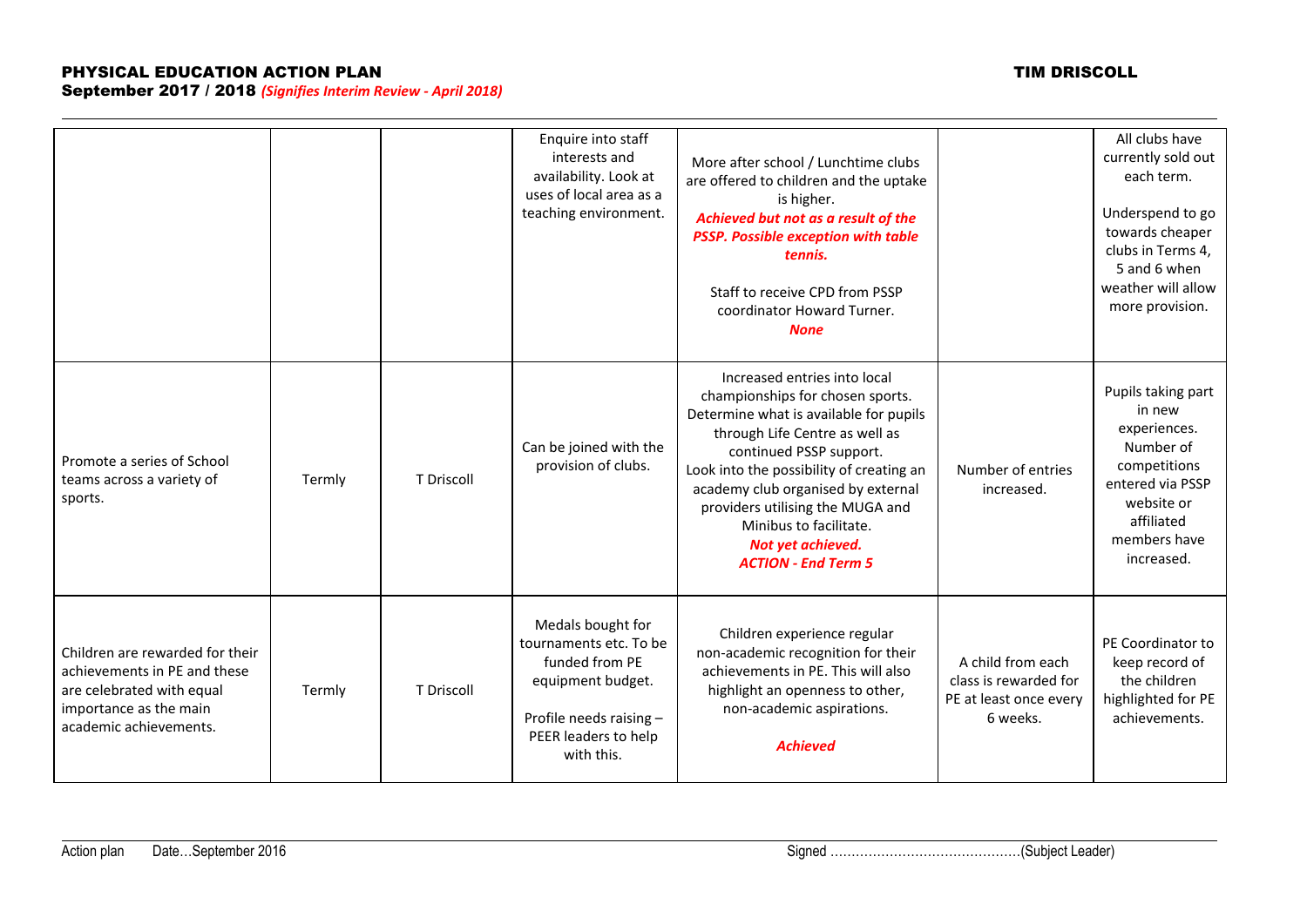| | | | | | | |
|---|---|---|---|---|---|---|
| | | | Enquire into staff interests and availability. Look at uses of local area as a teaching environment. | More after school / Lunchtime clubs are offered to children and the uptake is higher.<br>***Achieved but not as a result of the PSSP. Possible exception with table tennis.***<br><br>Staff to receive CPD from PSSP coordinator Howard Turner.<br>***None*** | | All clubs have currently sold out each term.<br><br>Underspend to go towards cheaper clubs in Terms 4, 5 and 6 when weather will allow more provision. |
| Promote a series of School teams across a variety of sports. | Termly | T Driscoll | Can be joined with the provision of clubs. | Increased entries into local championships for chosen sports. Determine what is available for pupils through Life Centre as well as continued PSSP support.<br>Look into the possibility of creating an academy club organised by external providers utilising the MUGA and Minibus to facilitate.<br>***Not yet achieved.***<br>***ACTION - End Term 5*** | Number of entries increased. | Pupils taking part in new experiences. Number of competitions entered via PSSP website or affiliated members have increased. |
| Children are rewarded for their achievements in PE and these are celebrated with equal importance as the main academic achievements. | Termly | T Driscoll | Medals bought for tournaments etc. To be funded from PE equipment budget.<br><br>Profile needs raising – PEER leaders to help with this. | Children experience regular non-academic recognition for their achievements in PE. This will also highlight an openness to other, non-academic aspirations.<br><br>***Achieved*** | A child from each class is rewarded for PE at least once every 6 weeks. | PE Coordinator to keep record of the children highlighted for PE achievements. |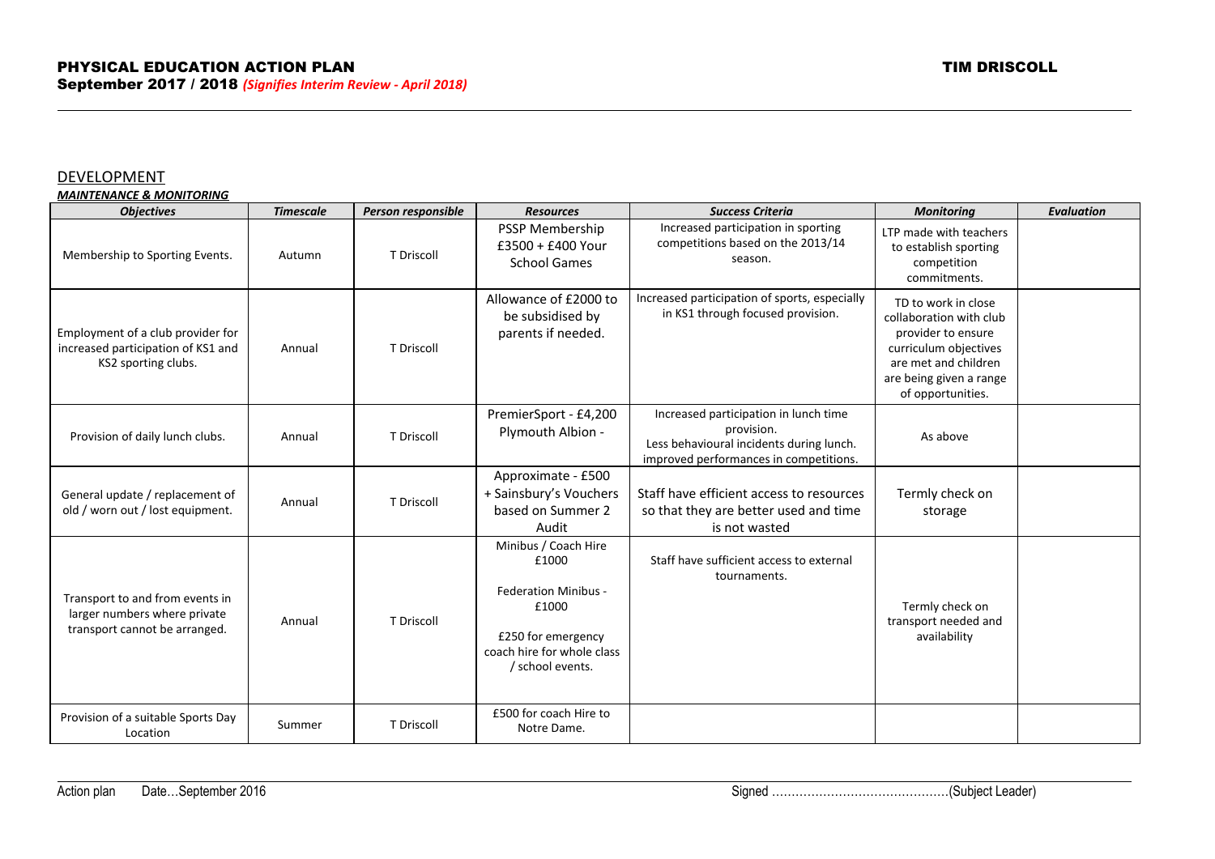**PHYSICAL EDUCATION ACTION PLAN** **TIM DRISCOLL**

**September 2017 / 2018** ***(Signifies Interim Review - April 2018)***

## DEVELOPMENT

***MAINTENANCE & MONITORING***

| *Objectives* | *Timescale* | *Person responsible* | *Resources* | *Success Criteria* | *Monitoring* | *Evaluation* |
|---|---|---|---|---|---|---|
| Membership to Sporting Events. | Autumn | T Driscoll | PSSP Membership £3500 + £400 Your School Games | Increased participation in sporting competitions based on the 2013/14 season. | LTP made with teachers to establish sporting competition commitments. | |
| Employment of a club provider for increased participation of KS1 and KS2 sporting clubs. | Annual | T Driscoll | Allowance of £2000 to be subsidised by parents if needed. | Increased participation of sports, especially in KS1 through focused provision. | TD to work in close collaboration with club provider to ensure curriculum objectives are met and children are being given a range of opportunities. | |
| Provision of daily lunch clubs. | Annual | T Driscoll | PremierSport - £4,200<br>Plymouth Albion - | Increased participation in lunch time provision.<br>Less behavioural incidents during lunch.<br>improved performances in competitions. | As above | |
| General update / replacement of old / worn out / lost equipment. | Annual | T Driscoll | Approximate - £500 + Sainsbury's Vouchers based on Summer 2 Audit | Staff have efficient access to resources so that they are better used and time is not wasted | Termly check on storage | |
| Transport to and from events in larger numbers where private transport cannot be arranged. | Annual | T Driscoll | Minibus / Coach Hire £1000<br><br>Federation Minibus - £1000<br><br>£250 for emergency coach hire for whole class / school events. | Staff have sufficient access to external tournaments. | Termly check on transport needed and availability | |
| Provision of a suitable Sports Day Location | Summer | T Driscoll | £500 for coach Hire to Notre Dame. | | | |

Action plan Date…September 2016 Signed ……………………………………(Subject Leader)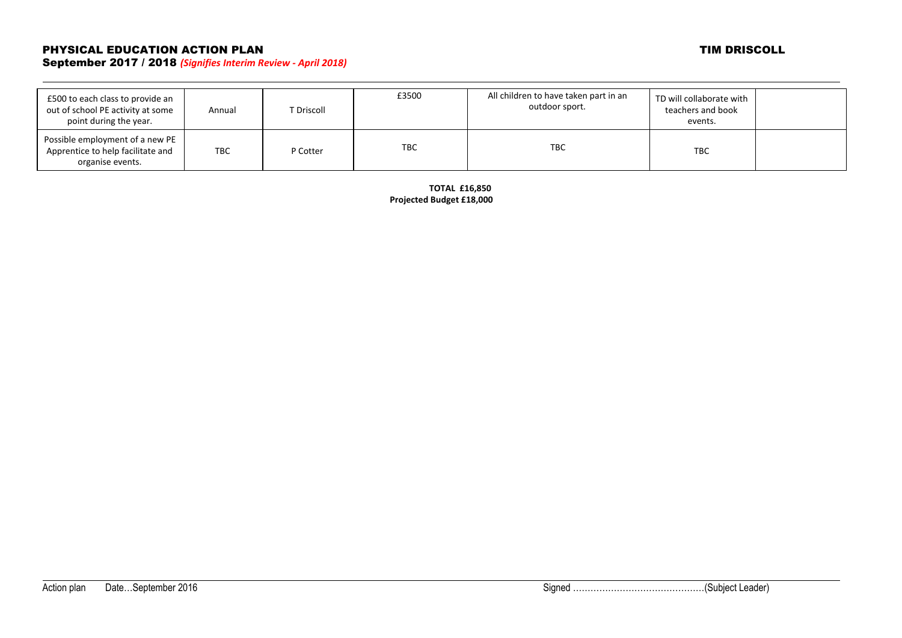| | | | | | | |
|---|---|---|---|---|---|---|
| £500 to each class to provide an out of school PE activity at some point during the year. | Annual | T Driscoll | £3500 | All children to have taken part in an outdoor sport. | TD will collaborate with teachers and book events. | |
| Possible employment of a new PE Apprentice to help facilitate and organise events. | TBC | P Cotter | TBC | TBC | TBC | |

**TOTAL £16,850**
**Projected Budget £18,000**

Action plan Date…September 2016 Signed ………………………………………(Subject Leader)